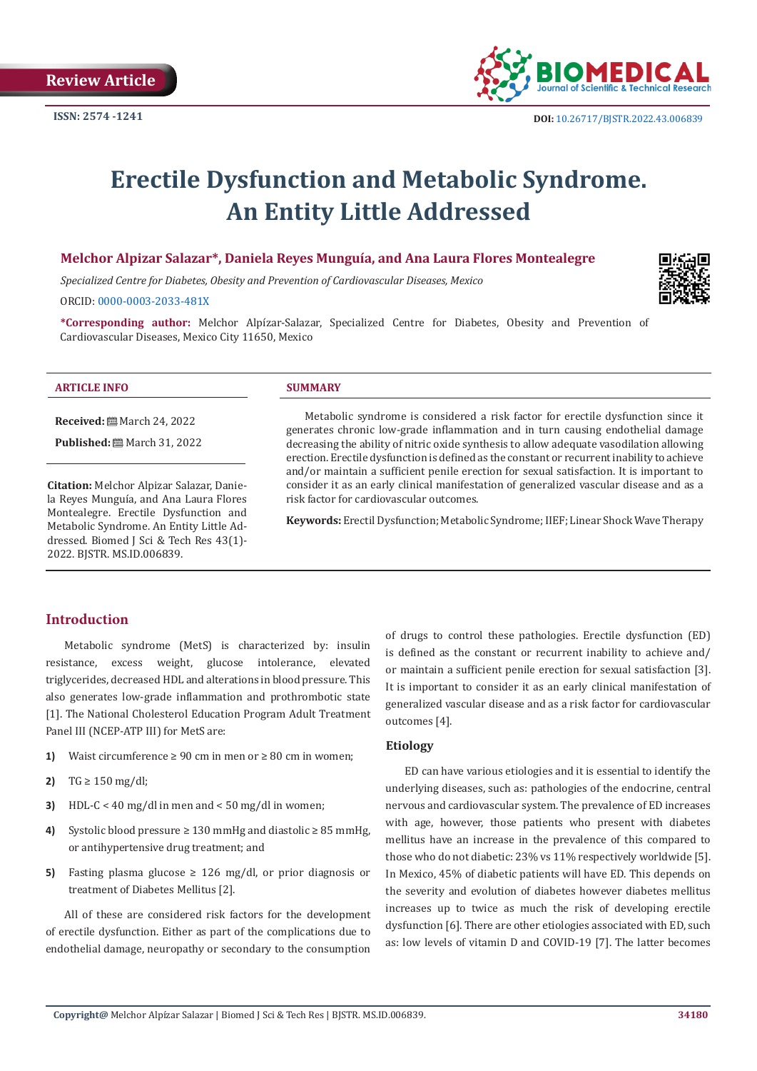Review Article

ISSN: 2574 -1241

DOI: 10.26717/BJSTR.2022.43.006839

# Erectile Dysfunction and Metabolic Syndrome. An Entity Little Addressed

**Melchor Alpizar Salazar*, Daniela Reyes Munguía, and Ana Laura Flores Montealegre**

*Specialized Centre for Diabetes, Obesity and Prevention of Cardiovascular Diseases, Mexico*

ORCID: 0000-0003-2033-481X

***Corresponding author:** Melchor Alpízar-Salazar, Specialized Centre for Diabetes, Obesity and Prevention of Cardiovascular Diseases, Mexico City 11650, Mexico

**ARTICLE INFO**

**Received:** March 24, 2022

**Published:** March 31, 2022

**Citation:** Melchor Alpizar Salazar, Daniela Reyes Munguía, and Ana Laura Flores Montealegre. Erectile Dysfunction and Metabolic Syndrome. An Entity Little Addressed. Biomed J Sci & Tech Res 43(1)-2022. BJSTR. MS.ID.006839.

**SUMMARY**

Metabolic syndrome is considered a risk factor for erectile dysfunction since it generates chronic low-grade inflammation and in turn causing endothelial damage decreasing the ability of nitric oxide synthesis to allow adequate vasodilation allowing erection. Erectile dysfunction is defined as the constant or recurrent inability to achieve and/or maintain a sufficient penile erection for sexual satisfaction. It is important to consider it as an early clinical manifestation of generalized vascular disease and as a risk factor for cardiovascular outcomes.

**Keywords:** Erectil Dysfunction; Metabolic Syndrome; IIEF; Linear Shock Wave Therapy

## Introduction

Metabolic syndrome (MetS) is characterized by: insulin resistance, excess weight, glucose intolerance, elevated triglycerides, decreased HDL and alterations in blood pressure. This also generates low-grade inflammation and prothrombotic state [1]. The National Cholesterol Education Program Adult Treatment Panel III (NCEP-ATP III) for MetS are:

1) Waist circumference ≥ 90 cm in men or ≥ 80 cm in women;
2) TG ≥ 150 mg/dl;
3) HDL-C < 40 mg/dl in men and < 50 mg/dl in women;
4) Systolic blood pressure ≥ 130 mmHg and diastolic ≥ 85 mmHg, or antihypertensive drug treatment; and
5) Fasting plasma glucose ≥ 126 mg/dl, or prior diagnosis or treatment of Diabetes Mellitus [2].

All of these are considered risk factors for the development of erectile dysfunction. Either as part of the complications due to endothelial damage, neuropathy or secondary to the consumption of drugs to control these pathologies. Erectile dysfunction (ED) is defined as the constant or recurrent inability to achieve and/or maintain a sufficient penile erection for sexual satisfaction [3]. It is important to consider it as an early clinical manifestation of generalized vascular disease and as a risk factor for cardiovascular outcomes [4].

### Etiology

ED can have various etiologies and it is essential to identify the underlying diseases, such as: pathologies of the endocrine, central nervous and cardiovascular system. The prevalence of ED increases with age, however, those patients who present with diabetes mellitus have an increase in the prevalence of this compared to those who do not diabetic: 23% vs 11% respectively worldwide [5]. In Mexico, 45% of diabetic patients will have ED. This depends on the severity and evolution of diabetes however diabetes mellitus increases up to twice as much the risk of developing erectile dysfunction [6]. There are other etiologies associated with ED, such as: low levels of vitamin D and COVID-19 [7]. The latter becomes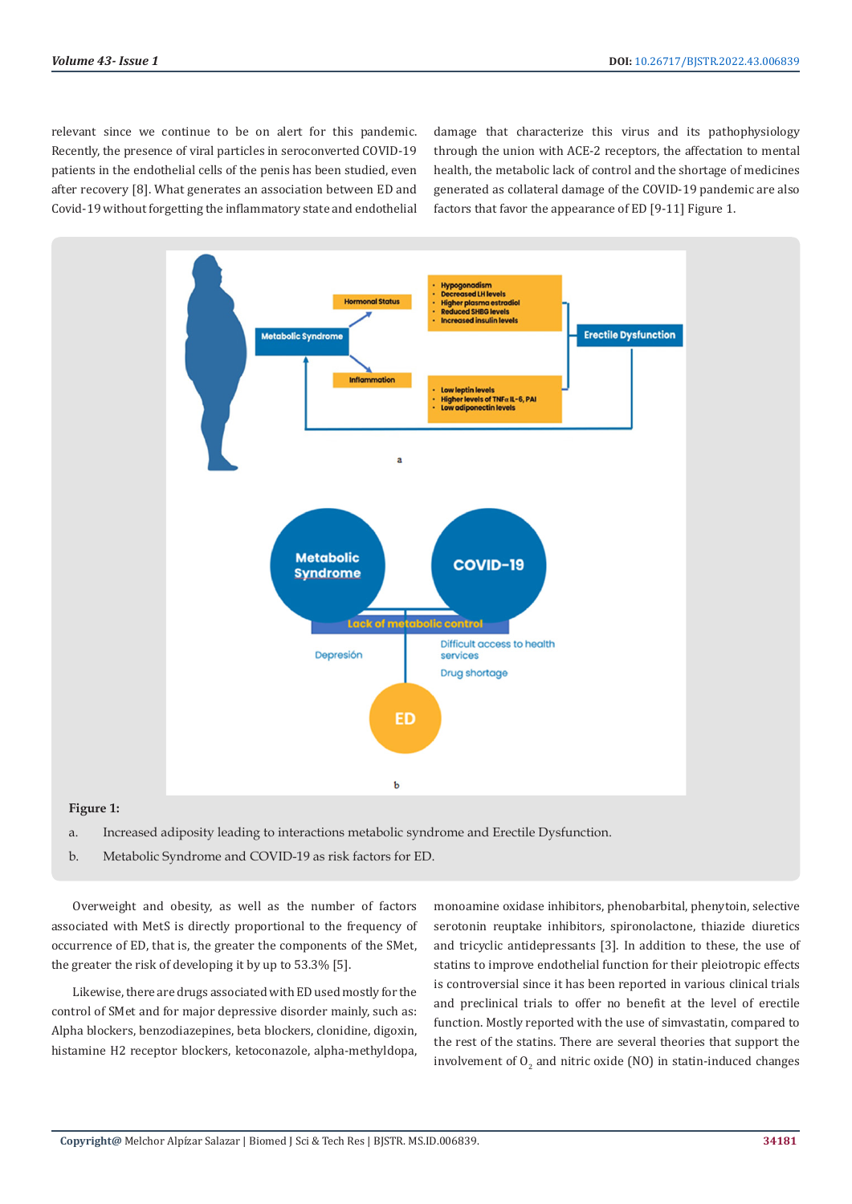relevant since we continue to be on alert for this pandemic. Recently, the presence of viral particles in seroconverted COVID-19 patients in the endothelial cells of the penis has been studied, even after recovery [8]. What generates an association between ED and Covid-19 without forgetting the inflammatory state and endothelial damage that characterize this virus and its pathophysiology through the union with ACE-2 receptors, the affectation to mental health, the metabolic lack of control and the shortage of medicines generated as collateral damage of the COVID-19 pandemic are also factors that favor the appearance of ED [9-11] Figure 1.

**Figure 1:**

a. Increased adiposity leading to interactions metabolic syndrome and Erectile Dysfunction.

b. Metabolic Syndrome and COVID-19 as risk factors for ED.

Overweight and obesity, as well as the number of factors associated with MetS is directly proportional to the frequency of occurrence of ED, that is, the greater the components of the SMet, the greater the risk of developing it by up to 53.3% [5].

Likewise, there are drugs associated with ED used mostly for the control of SMet and for major depressive disorder mainly, such as: Alpha blockers, benzodiazepines, beta blockers, clonidine, digoxin, histamine H2 receptor blockers, ketoconazole, alpha-methyldopa, monoamine oxidase inhibitors, phenobarbital, phenytoin, selective serotonin reuptake inhibitors, spironolactone, thiazide diuretics and tricyclic antidepressants [3]. In addition to these, the use of statins to improve endothelial function for their pleiotropic effects is controversial since it has been reported in various clinical trials and preclinical trials to offer no benefit at the level of erectile function. Mostly reported with the use of simvastatin, compared to the rest of the statins. There are several theories that support the involvement of $O_2$ and nitric oxide (NO) in statin-induced changes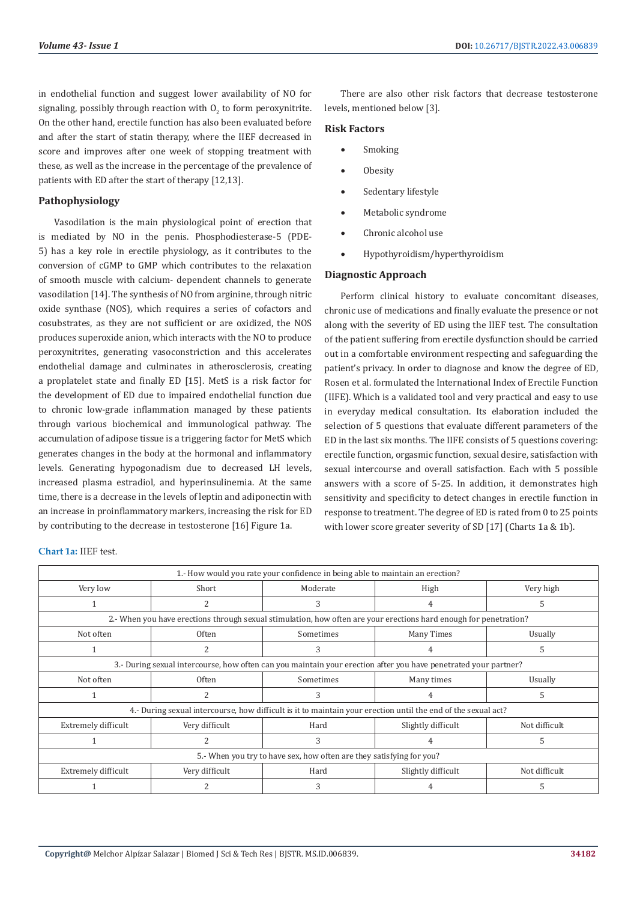in endothelial function and suggest lower availability of NO for signaling, possibly through reaction with $O_2$ to form peroxynitrite. On the other hand, erectile function has also been evaluated before and after the start of statin therapy, where the IIEF decreased in score and improves after one week of stopping treatment with these, as well as the increase in the percentage of the prevalence of patients with ED after the start of therapy [12,13].

## Pathophysiology

Vasodilation is the main physiological point of erection that is mediated by NO in the penis. Phosphodiesterase-5 (PDE-5) has a key role in erectile physiology, as it contributes to the conversion of cGMP to GMP which contributes to the relaxation of smooth muscle with calcium- dependent channels to generate vasodilation [14]. The synthesis of NO from arginine, through nitric oxide synthase (NOS), which requires a series of cofactors and cosubstrates, as they are not sufficient or are oxidized, the NOS produces superoxide anion, which interacts with the NO to produce peroxynitrites, generating vasoconstriction and this accelerates endothelial damage and culminates in atherosclerosis, creating a proplatelet state and finally ED [15]. MetS is a risk factor for the development of ED due to impaired endothelial function due to chronic low-grade inflammation managed by these patients through various biochemical and immunological pathway. The accumulation of adipose tissue is a triggering factor for MetS which generates changes in the body at the hormonal and inflammatory levels. Generating hypogonadism due to decreased LH levels, increased plasma estradiol, and hyperinsulinemia. At the same time, there is a decrease in the levels of leptin and adiponectin with an increase in proinflammatory markers, increasing the risk for ED by contributing to the decrease in testosterone [16] Figure 1a.

There are also other risk factors that decrease testosterone levels, mentioned below [3].

## Risk Factors

- Smoking
- Obesity
- Sedentary lifestyle
- Metabolic syndrome
- Chronic alcohol use
- Hypothyroidism/hyperthyroidism

## Diagnostic Approach

Perform clinical history to evaluate concomitant diseases, chronic use of medications and finally evaluate the presence or not along with the severity of ED using the IIEF test. The consultation of the patient suffering from erectile dysfunction should be carried out in a comfortable environment respecting and safeguarding the patient's privacy. In order to diagnose and know the degree of ED, Rosen et al. formulated the International Index of Erectile Function (IIFE). Which is a validated tool and very practical and easy to use in everyday medical consultation. Its elaboration included the selection of 5 questions that evaluate different parameters of the ED in the last six months. The IIFE consists of 5 questions covering: erectile function, orgasmic function, sexual desire, satisfaction with sexual intercourse and overall satisfaction. Each with 5 possible answers with a score of 5-25. In addition, it demonstrates high sensitivity and specificity to detect changes in erectile function in response to treatment. The degree of ED is rated from 0 to 25 points with lower score greater severity of SD [17] (Charts 1a & 1b).

**Chart 1a:** IIEF test.

| 1.- How would you rate your confidence in being able to maintain an erection? | | | | |
|---|---|---|---|---|
| Very low | Short | Moderate | High | Very high |
| 1 | 2 | 3 | 4 | 5 |
| 2.- When you have erections through sexual stimulation, how often are your erections hard enough for penetration? | | | | |
| Not often | Often | Sometimes | Many Times | Usually |
| 1 | 2 | 3 | 4 | 5 |
| 3.- During sexual intercourse, how often can you maintain your erection after you have penetrated your partner? | | | | |
| Not often | Often | Sometimes | Many times | Usually |
| 1 | 2 | 3 | 4 | 5 |
| 4.- During sexual intercourse, how difficult is it to maintain your erection until the end of the sexual act? | | | | |
| Extremely difficult | Very difficult | Hard | Slightly difficult | Not difficult |
| 1 | 2 | 3 | 4 | 5 |
| 5.- When you try to have sex, how often are they satisfying for you? | | | | |
| Extremely difficult | Very difficult | Hard | Slightly difficult | Not difficult |
| 1 | 2 | 3 | 4 | 5 |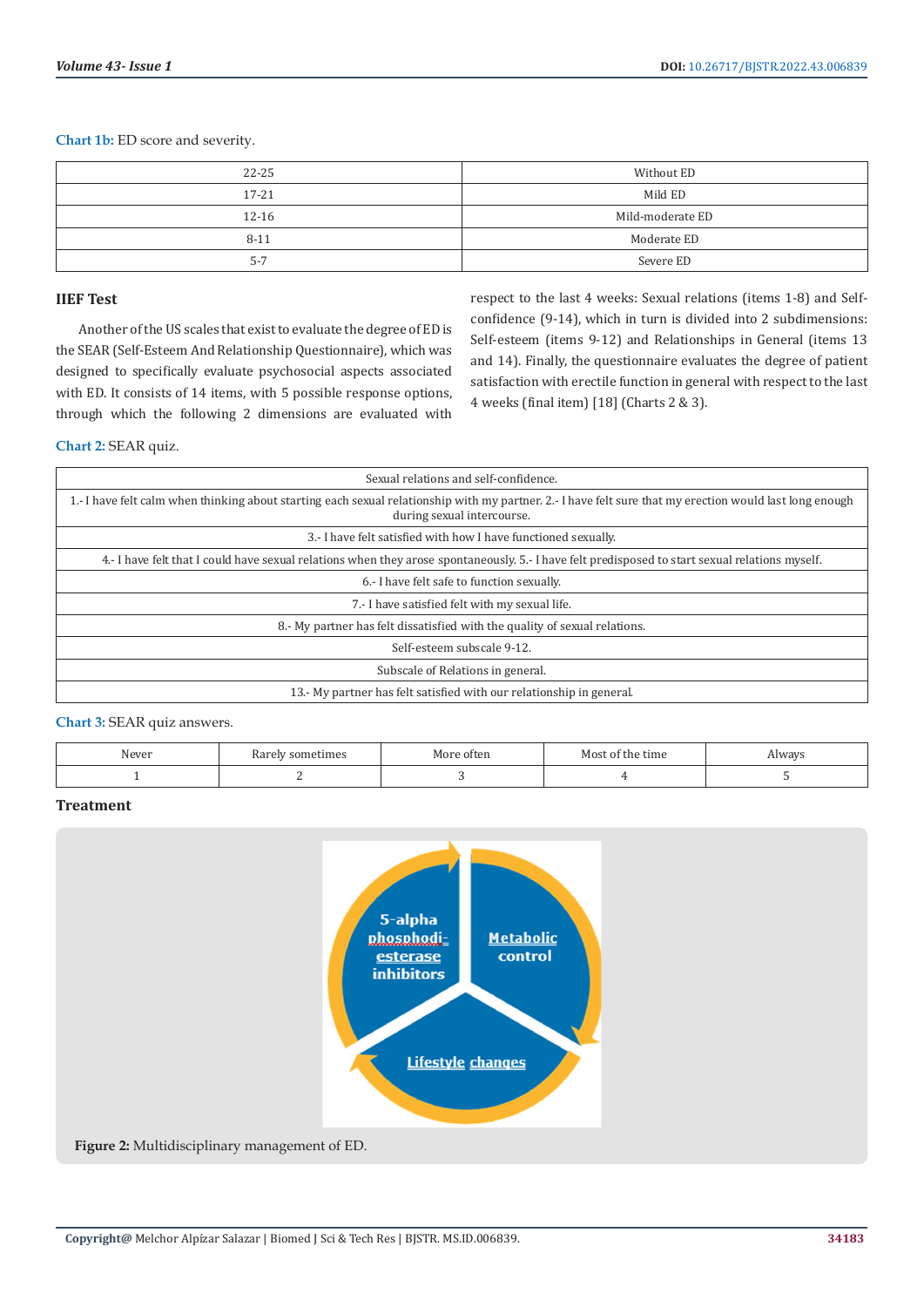**Chart 1b:** ED score and severity.

| | |
|---|---|
| 22-25 | Without ED |
| 17-21 | Mild ED |
| 12-16 | Mild-moderate ED |
| 8-11 | Moderate ED |
| 5-7 | Severe ED |

### IIEF Test

Another of the US scales that exist to evaluate the degree of ED is the SEAR (Self-Esteem And Relationship Questionnaire), which was designed to specifically evaluate psychosocial aspects associated with ED. It consists of 14 items, with 5 possible response options, through which the following 2 dimensions are evaluated with respect to the last 4 weeks: Sexual relations (items 1-8) and Self-confidence (9-14), which in turn is divided into 2 subdimensions: Self-esteem (items 9-12) and Relationships in General (items 13 and 14). Finally, the questionnaire evaluates the degree of patient satisfaction with erectile function in general with respect to the last 4 weeks (final item) [18] (Charts 2 & 3).

**Chart 2:** SEAR quiz.

| Sexual relations and self-confidence. |
|---|
| 1.- I have felt calm when thinking about starting each sexual relationship with my partner. 2.- I have felt sure that my erection would last long enough during sexual intercourse. |
| 3.- I have felt satisfied with how I have functioned sexually. |
| 4.- I have felt that I could have sexual relations when they arose spontaneously. 5.- I have felt predisposed to start sexual relations myself. |
| 6.- I have felt safe to function sexually. |
| 7.- I have satisfied felt with my sexual life. |
| 8.- My partner has felt dissatisfied with the quality of sexual relations. |
| Self-esteem subscale 9-12. |
| Subscale of Relations in general. |
| 13.- My partner has felt satisfied with our relationship in general. |

**Chart 3:** SEAR quiz answers.

| Never | Rarely sometimes | More often | Most of the time | Always |
|---|---|---|---|---|
| 1 | 2 | 3 | 4 | 5 |

### Treatment

**Figure 2:** Multidisciplinary management of ED.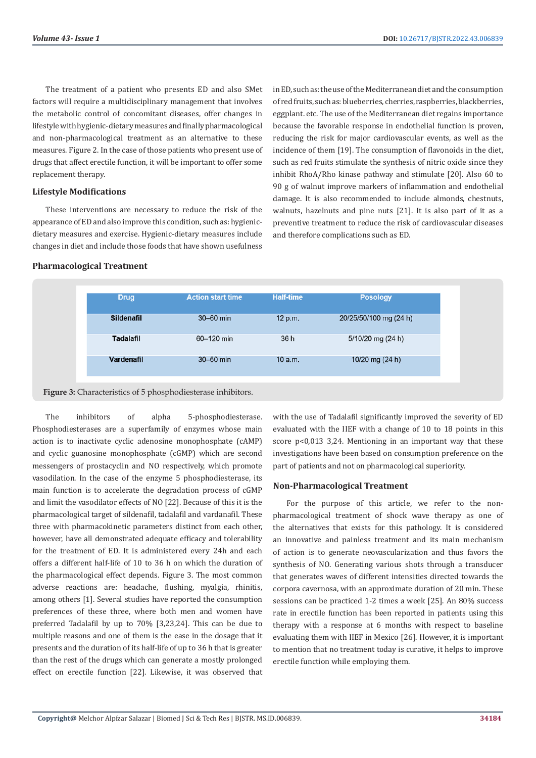The treatment of a patient who presents ED and also SMet factors will require a multidisciplinary management that involves the metabolic control of concomitant diseases, offer changes in lifestyle with hygienic-dietary measures and finally pharmacological and non-pharmacological treatment as an alternative to these measures. Figure 2. In the case of those patients who present use of drugs that affect erectile function, it will be important to offer some replacement therapy.

### Lifestyle Modifications

These interventions are necessary to reduce the risk of the appearance of ED and also improve this condition, such as: hygienic-dietary measures and exercise. Hygienic-dietary measures include changes in diet and include those foods that have shown usefulness in ED, such as: the use of the Mediterranean diet and the consumption of red fruits, such as: blueberries, cherries, raspberries, blackberries, eggplant. etc. The use of the Mediterranean diet regains importance because the favorable response in endothelial function is proven, reducing the risk for major cardiovascular events, as well as the incidence of them [19]. The consumption of flavonoids in the diet, such as red fruits stimulate the synthesis of nitric oxide since they inhibit RhoA/Rho kinase pathway and stimulate [20]. Also 60 to 90 g of walnut improve markers of inflammation and endothelial damage. It is also recommended to include almonds, chestnuts, walnuts, hazelnuts and pine nuts [21]. It is also part of it as a preventive treatment to reduce the risk of cardiovascular diseases and therefore complications such as ED.

### Pharmacological Treatment

| Drug | Action start time | Half-time | Posology |
|---|---|---|---|
| Sildenafil | 30–60 min | 12 p.m. | 20/25/50/100 mg (24 h) |
| Tadalafil | 60–120 min | 36 h | 5/10/20 mg (24 h) |
| Vardenafil | 30–60 min | 10 a.m. | 10/20 mg (24 h) |

**Figure 3:** Characteristics of 5 phosphodiesterase inhibitors.

The inhibitors of alpha 5-phosphodiesterase. Phosphodiesterases are a superfamily of enzymes whose main action is to inactivate cyclic adenosine monophosphate (cAMP) and cyclic guanosine monophosphate (cGMP) which are second messengers of prostacyclin and NO respectively, which promote vasodilation. In the case of the enzyme 5 phosphodiesterase, its main function is to accelerate the degradation process of cGMP and limit the vasodilator effects of NO [22]. Because of this it is the pharmacological target of sildenafil, tadalafil and vardanafil. These three with pharmacokinetic parameters distinct from each other, however, have all demonstrated adequate efficacy and tolerability for the treatment of ED. It is administered every 24h and each offers a different half-life of 10 to 36 h on which the duration of the pharmacological effect depends. Figure 3. The most common adverse reactions are: headache, flushing, myalgia, rhinitis, among others [1]. Several studies have reported the consumption preferences of these three, where both men and women have preferred Tadalafil by up to 70% [3,23,24]. This can be due to multiple reasons and one of them is the ease in the dosage that it presents and the duration of its half-life of up to 36 h that is greater than the rest of the drugs which can generate a mostly prolonged effect on erectile function [22]. Likewise, it was observed that with the use of Tadalafil significantly improved the severity of ED evaluated with the IIEF with a change of 10 to 18 points in this score p<0,013 3,24. Mentioning in an important way that these investigations have been based on consumption preference on the part of patients and not on pharmacological superiority.

### Non-Pharmacological Treatment

For the purpose of this article, we refer to the non-pharmacological treatment of shock wave therapy as one of the alternatives that exists for this pathology. It is considered an innovative and painless treatment and its main mechanism of action is to generate neovascularization and thus favors the synthesis of NO. Generating various shots through a transducer that generates waves of different intensities directed towards the corpora cavernosa, with an approximate duration of 20 min. These sessions can be practiced 1-2 times a week [25]. An 80% success rate in erectile function has been reported in patients using this therapy with a response at 6 months with respect to baseline evaluating them with IIEF in Mexico [26]. However, it is important to mention that no treatment today is curative, it helps to improve erectile function while employing them.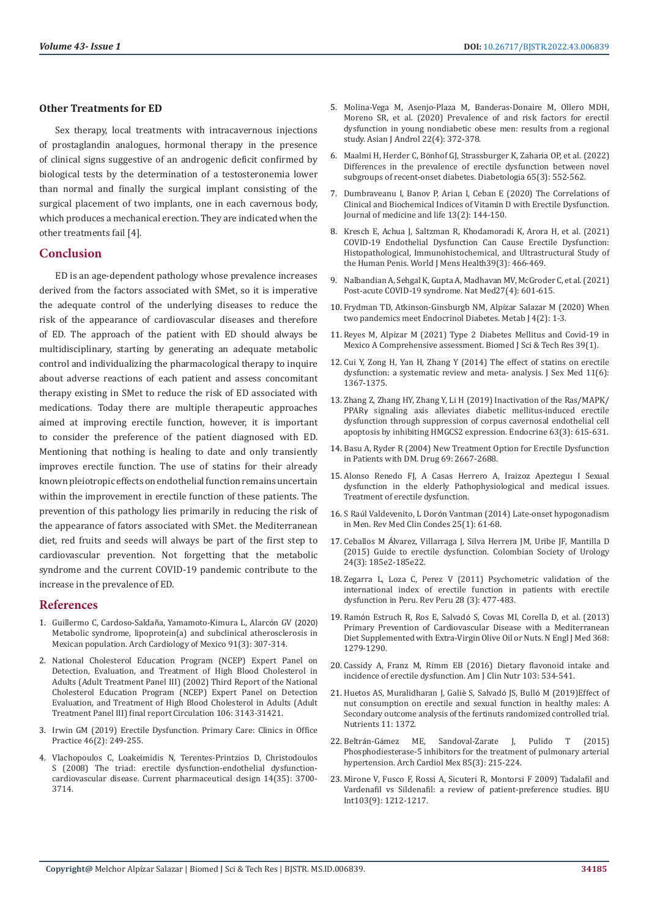### Other Treatments for ED

Sex therapy, local treatments with intracavernous injections of prostaglandin analogues, hormonal therapy in the presence of clinical signs suggestive of an androgenic deficit confirmed by biological tests by the determination of a testosteronemia lower than normal and finally the surgical implant consisting of the surgical placement of two implants, one in each cavernous body, which produces a mechanical erection. They are indicated when the other treatments fail [4].

## Conclusion

ED is an age-dependent pathology whose prevalence increases derived from the factors associated with SMet, so it is imperative the adequate control of the underlying diseases to reduce the risk of the appearance of cardiovascular diseases and therefore of ED. The approach of the patient with ED should always be multidisciplinary, starting by generating an adequate metabolic control and individualizing the pharmacological therapy to inquire about adverse reactions of each patient and assess concomitant therapy existing in SMet to reduce the risk of ED associated with medications. Today there are multiple therapeutic approaches aimed at improving erectile function, however, it is important to consider the preference of the patient diagnosed with ED. Mentioning that nothing is healing to date and only transiently improves erectile function. The use of statins for their already known pleiotropic effects on endothelial function remains uncertain within the improvement in erectile function of these patients. The prevention of this pathology lies primarily in reducing the risk of the appearance of fators associated with SMet. the Mediterranean diet, red fruits and seeds will always be part of the first step to cardiovascular prevention. Not forgetting that the metabolic syndrome and the current COVID-19 pandemic contribute to the increase in the prevalence of ED.

## References

1. Guillermo C, Cardoso-Saldaña, Yamamoto-Kimura L, Alarcón GV (2020) Metabolic syndrome, lipoprotein(a) and subclinical atherosclerosis in Mexican population. Arch Cardiology of Mexico 91(3): 307-314.
2. National Cholesterol Education Program (NCEP) Expert Panel on Detection, Evaluation, and Treatment of High Blood Cholesterol in Adults (Adult Treatment Panel III) (2002) Third Report of the National Cholesterol Education Program (NCEP) Expert Panel on Detection Evaluation, and Treatment of High Blood Cholesterol in Adults (Adult Treatment Panel III) final report Circulation 106: 3143-31421.
3. Irwin GM (2019) Erectile Dysfunction. Primary Care: Clinics in Office Practice 46(2): 249-255.
4. Vlachopoulos C, Loakeimidis N, Terentes-Printzios D, Christodoulos S (2008) The triad: erectile dysfunction-endothelial dysfunction-cardiovascular disease. Current pharmaceutical design 14(35): 3700-3714.
5. Molina-Vega M, Asenjo-Plaza M, Banderas-Donaire M, Ollero MDH, Moreno SR, et al. (2020) Prevalence of and risk factors for erectil dysfunction in young nondiabetic obese men: results from a regional study. Asian J Androl 22(4): 372-378.
6. Maalmi H, Herder C, Bönhof GJ, Strassburger K, Zaharia OP, et al. (2022) Differences in the prevalence of erectile dysfunction between novel subgroups of recent-onset diabetes. Diabetologia 65(3): 552-562.
7. Dumbraveanu I, Banov P, Arian I, Ceban E (2020) The Correlations of Clinical and Biochemical Indices of Vitamin D with Erectile Dysfunction. Journal of medicine and life 13(2): 144-150.
8. Kresch E, Achua J, Saltzman R, Khodamoradi K, Arora H, et al. (2021) COVID-19 Endothelial Dysfunction Can Cause Erectile Dysfunction: Histopathological, Immunohistochemical, and Ultrastructural Study of the Human Penis. World J Mens Health39(3): 466-469.
9. Nalbandian A, Sehgal K, Gupta A, Madhavan MV, McGroder C, et al. (2021) Post-acute COVID-19 syndrome. Nat Med27(4): 601-615.
10. Frydman TD, Atkinson-Ginsburgb NM, Alpízar Salazar M (2020) When two pandemics meet Endocrinol Diabetes. Metab J 4(2): 1-3.
11. Reyes M, Alpízar M (2021) Type 2 Diabetes Mellitus and Covid-19 in Mexico A Comprehensive assessment. Biomed J Sci & Tech Res 39(1).
12. Cui Y, Zong H, Yan H, Zhang Y (2014) The effect of statins on erectile dysfunction: a systematic review and meta- analysis. J Sex Med 11(6): 1367-1375.
13. Zhang Z, Zhang HY, Zhang Y, Li H (2019) Inactivation of the Ras/MAPK/PPARγ signaling axis alleviates diabetic mellitus-induced erectile dysfunction through suppression of corpus cavernosal endothelial cell apoptosis by inhibiting HMGCS2 expression. Endocrine 63(3): 615-631.
14. Basu A, Ryder R (2004) New Treatment Option for Erectile Dysfunction in Patients with DM. Drug 69: 2667-2688.
15. Alonso Renedo FJ, A Casas Herrero A, Iraizoz Apezteguı I Sexual dysfunction in the elderly Pathophysiological and medical issues. Treatment of erectile dysfunction.
16. S Raúl Valdevenito, L Dorón Vantman (2014) Late-onset hypogonadism in Men. Rev Med Clin Condes 25(1): 61-68.
17. Ceballos M Álvarez, Villarraga J, Silva Herrera JM, Uribe JF, Mantilla D (2015) Guide to erectile dysfunction. Colombian Society of Urology 24(3): 185e2-185e22.
18. Zegarra L, Loza C, Perez V (2011) Psychometric validation of the international index of erectile function in patients with erectile dysfunction in Peru. Rev Peru 28 (3): 477-483.
19. Ramón Estruch R, Ros E, Salvadó S, Covas MI, Corella D, et al. (2013) Primary Prevention of Cardiovascular Disease with a Mediterranean Diet Supplemented with Extra-Virgin Olive Oil or Nuts. N Engl J Med 368: 1279-1290.
20. Cassidy A, Franz M, Rimm EB (2016) Dietary flavonoid intake and incidence of erectile dysfunction. Am J Clin Nutr 103: 534-541.
21. Huetos AS, Muralidharan J, Galiè S, Salvadó JS, Bulló M (2019)Effect of nut consumption on erectile and sexual function in healthy males: A Secondary outcome analysis of the fertinuts randomized controlled trial. Nutrients 11: 1372.
22. Beltrán-Gámez ME, Sandoval-Zarate J, Pulido T (2015) Phosphodiesterase-5 inhibitors for the treatment of pulmonary arterial hypertension. Arch Cardiol Mex 85(3): 215-224.
23. Mirone V, Fusco F, Rossi A, Sicuteri R, Montorsi F 2009) Tadalafil and Vardenafil vs Sildenafil: a review of patient-preference studies. BJU Int103(9): 1212-1217.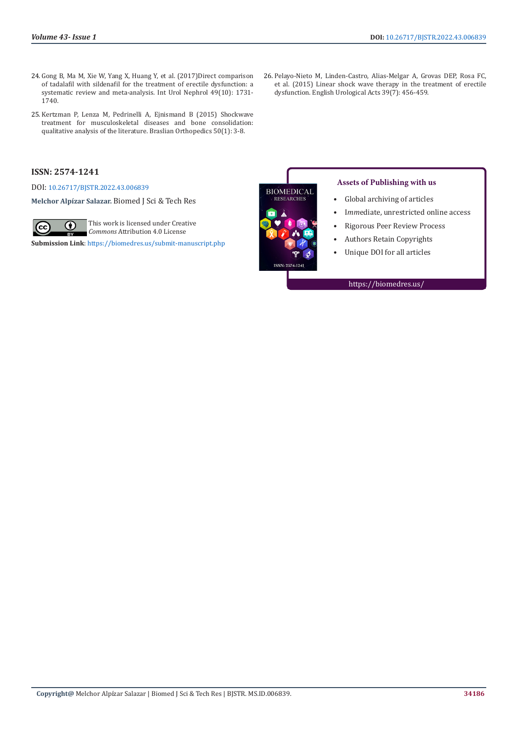24. Gong B, Ma M, Xie W, Yang X, Huang Y, et al. (2017)Direct comparison of tadalafil with sildenafil for the treatment of erectile dysfunction: a systematic review and meta-analysis. Int Urol Nephrol 49(10): 1731-1740.

25. Kertzman P, Lenza M, Pedrinelli A, Ejnismand B (2015) Shockwave treatment for musculoskeletal diseases and bone consolidation: qualitative analysis of the literature. Braslian Orthopedics 50(1): 3-8.

26. Pelayo-Nieto M, Linden-Castro, Alias-Melgar A, Grovas DEP, Rosa FC, et al. (2015) Linear shock wave therapy in the treatment of erectile dysfunction. English Urological Acts 39(7): 456-459.

**ISSN: 2574-1241**

DOI: 10.26717/BJSTR.2022.43.006839

**Melchor Alpízar Salazar.** Biomed J Sci & Tech Res

This work is licensed under Creative *Commons* Attribution 4.0 License

**Submission Link**: https://biomedres.us/submit-manuscript.php

BIOMEDICAL RESEARCHES

ISSN: 2574-1241

**Assets of Publishing with us**

- Global archiving of articles
- Immediate, unrestricted online access
- Rigorous Peer Review Process
- Authors Retain Copyrights
- Unique DOI for all articles

https://biomedres.us/